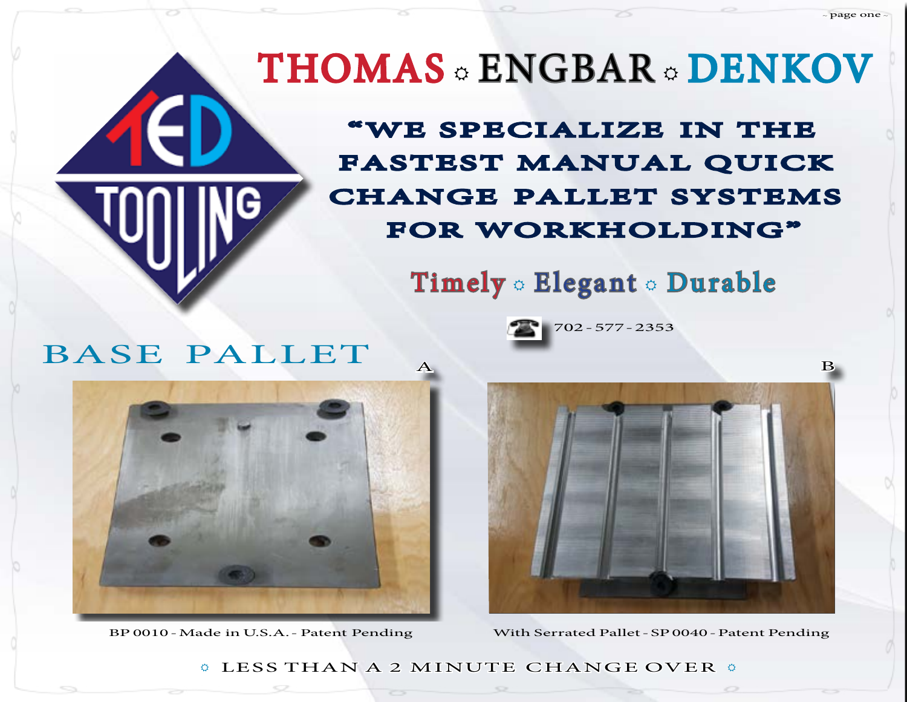# THOMAS ☼ ENGBAR ☼ DENKOV

## "WE SPECIALIZE IN THE FASTEST MANUAL QUICK CHANGE PALLET SYSTEMS FOR WORKHOLDING"

**Timely ☼ Elegant ☼ Durable**

702 - 577 - 2353

## BASE PALLET

A

BP 0010 - Made in U.S.A. - Patent Pending

B

With Serrated Pallet - SP 0040 - Patent Pending

☼ LESS THAN A 2 MINUTE CHANGE OVER ☼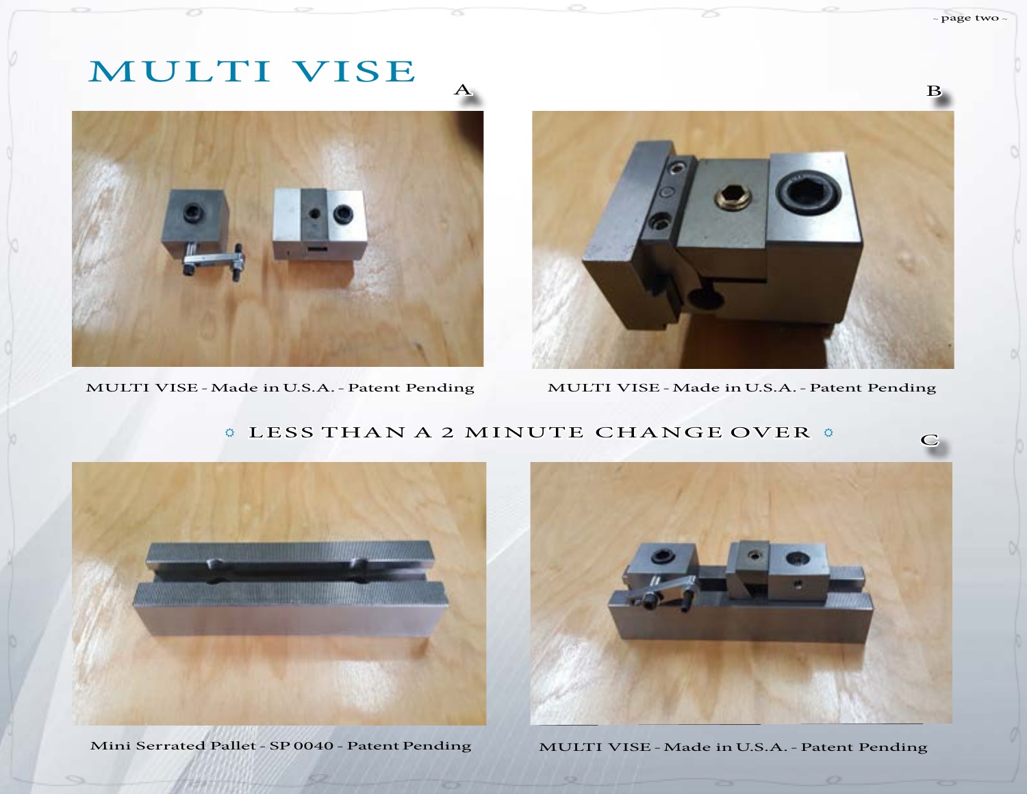# MULTI VISE

A

B

MULTI VISE - Made in U.S.A. - Patent Pending

MULTI VISE - Made in U.S.A. - Patent Pending

☼ LESS THAN A 2 MINUTE CHANGE OVER ☼

C

Mini Serrated Pallet - SP 0040 - Patent Pending

MULTI VISE - Made in U.S.A. - Patent Pending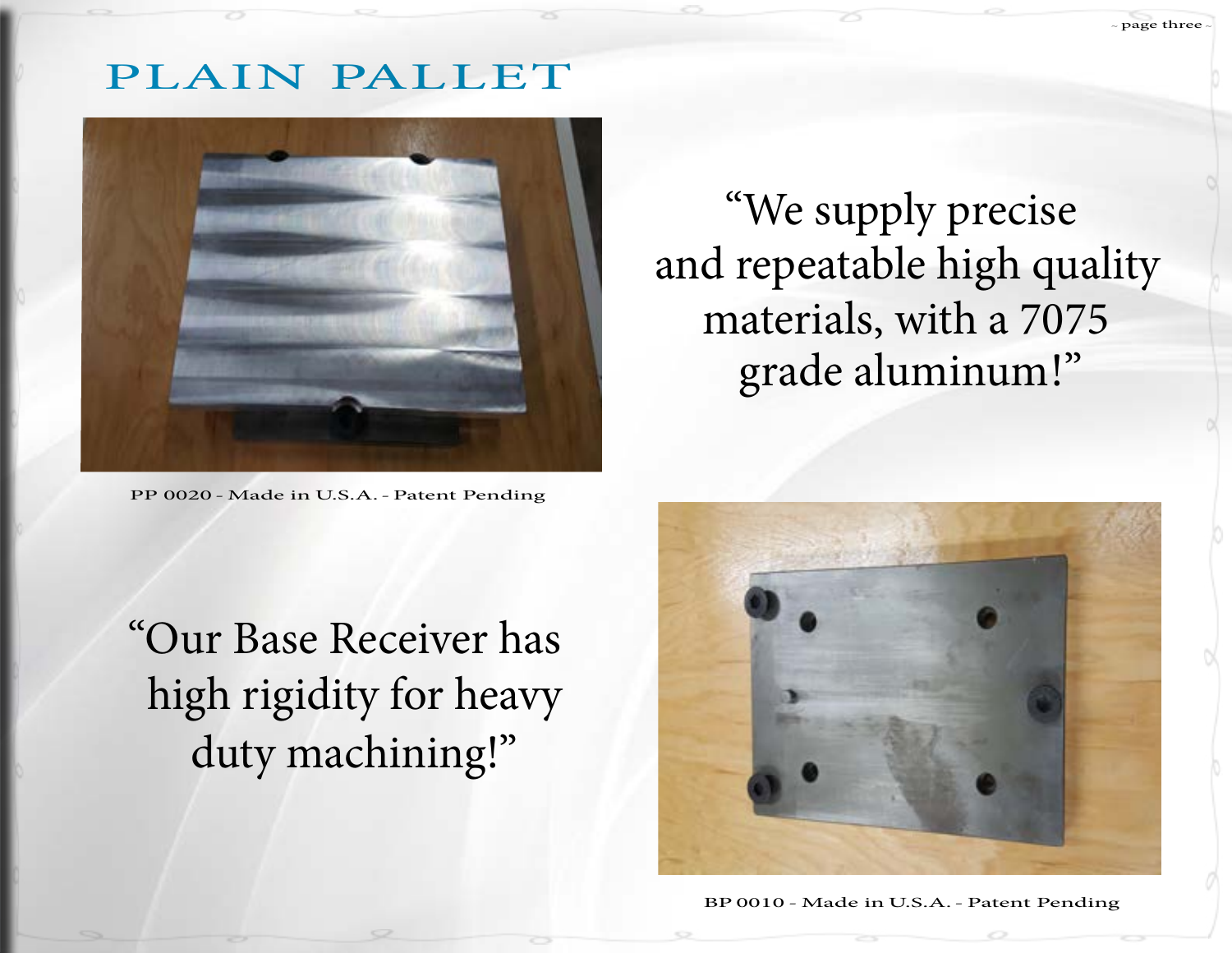# PLAIN PALLET

PP 0020 - Made in U.S.A. - Patent Pending

"We supply precise and repeatable high quality materials, with a 7075 grade aluminum!"

"Our Base Receiver has high rigidity for heavy duty machining!"

BP 0010 - Made in U.S.A. - Patent Pending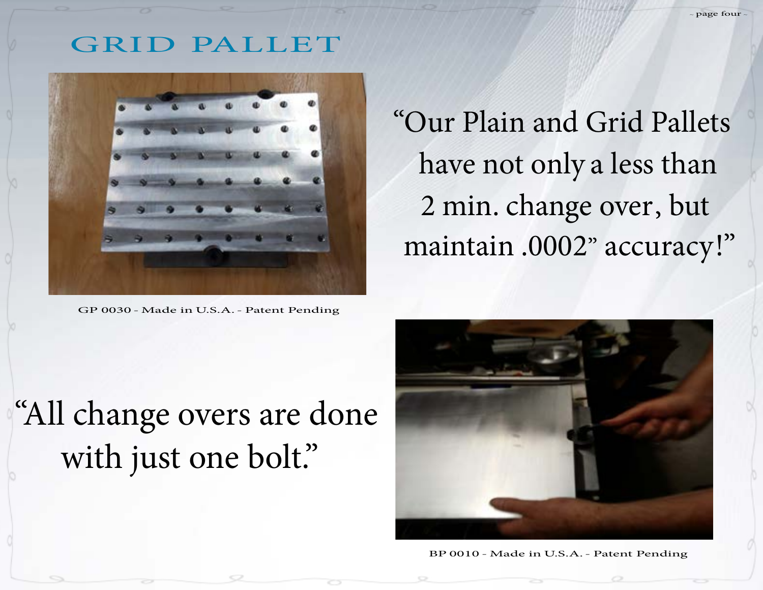# GRID PALLET

GP 0030 - Made in U.S.A. - Patent Pending

"Our Plain and Grid Pallets have not only a less than 2 min. change over, but maintain .0002" accuracy!"

"All change overs are done with just one bolt."

BP 0010 - Made in U.S.A. - Patent Pending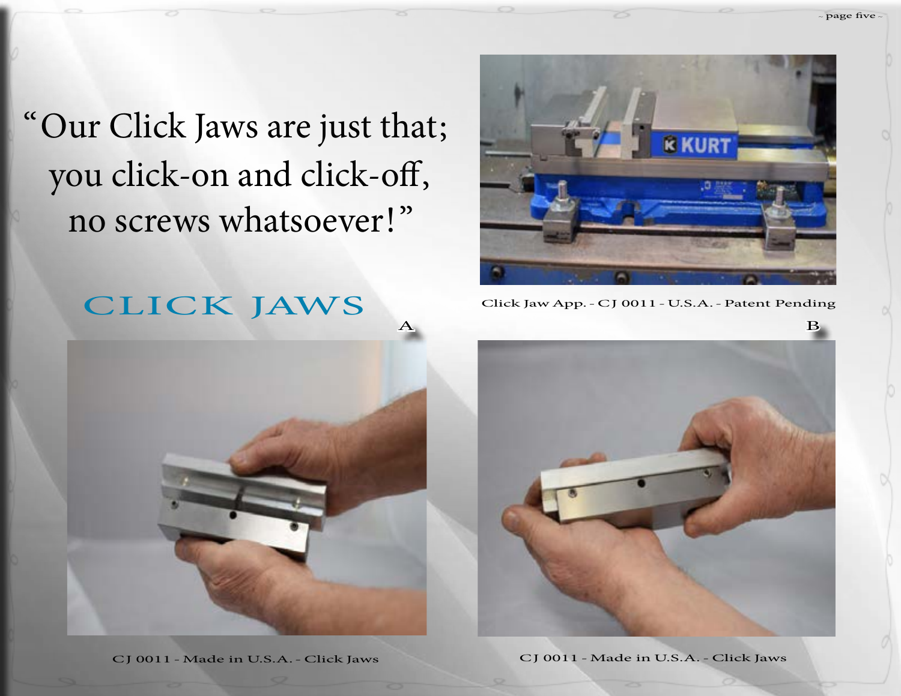"Our Click Jaws are just that; you click-on and click-off, no screws whatsoever!"

Click Jaw App. - CJ 0011 - U.S.A. - Patent Pending

# CLICK JAWS

A

CJ 0011 - Made in U.S.A. - Click Jaws

B

CJ 0011 - Made in U.S.A. - Click Jaws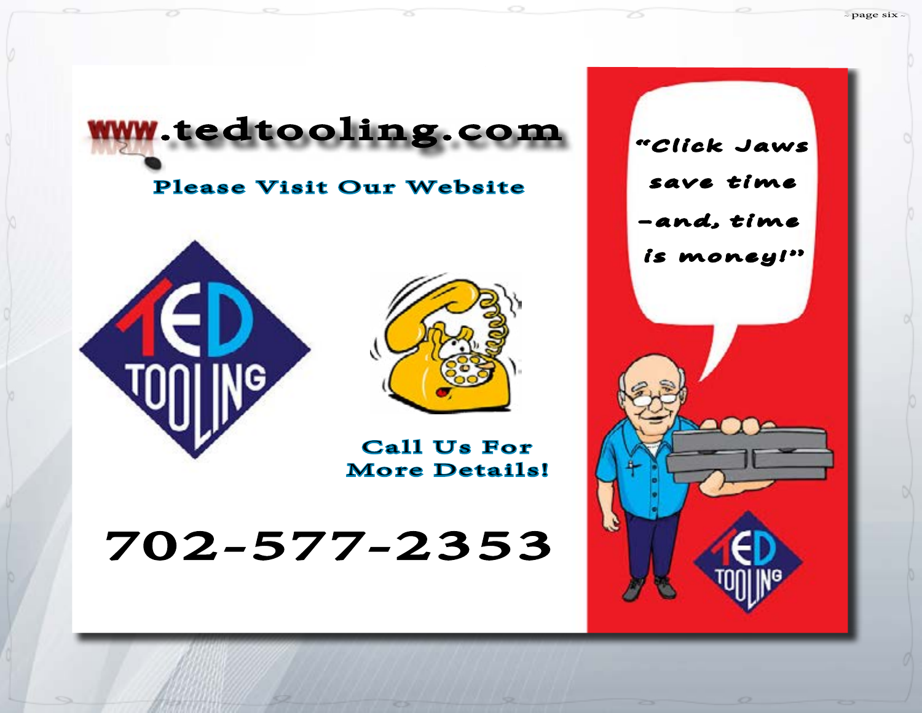# www.tedtooling.com

## Please Visit Our Website

TED TOOLING

Call Us For More Details!

# 702-577-2353

"Click Jaws save time —and, time is money!"

TED TOOLING